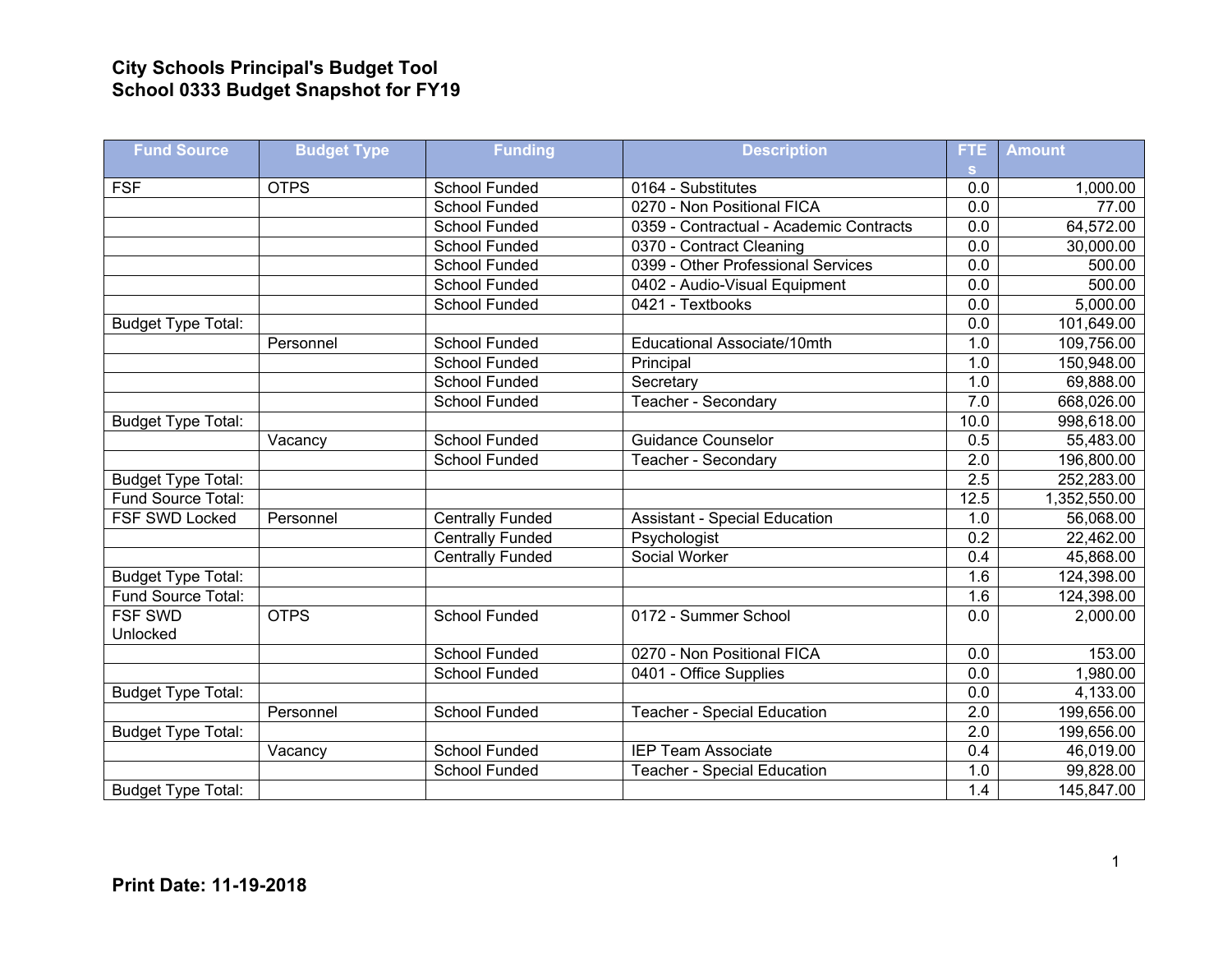**City Schools Principal's Budget Tool**
**School 0333 Budget Snapshot for FY19**

| Fund Source | Budget Type | Funding | Description | FTEs | Amount |
|---|---|---|---|---|---|
| FSF | OTPS | School Funded | 0164 - Substitutes | 0.0 | 1,000.00 |
| | | School Funded | 0270 - Non Positional FICA | 0.0 | 77.00 |
| | | School Funded | 0359 - Contractual - Academic Contracts | 0.0 | 64,572.00 |
| | | School Funded | 0370 - Contract Cleaning | 0.0 | 30,000.00 |
| | | School Funded | 0399 - Other Professional Services | 0.0 | 500.00 |
| | | School Funded | 0402 - Audio-Visual Equipment | 0.0 | 500.00 |
| | | School Funded | 0421 - Textbooks | 0.0 | 5,000.00 |
| Budget Type Total: | | | | 0.0 | 101,649.00 |
| | Personnel | School Funded | Educational Associate/10mth | 1.0 | 109,756.00 |
| | | School Funded | Principal | 1.0 | 150,948.00 |
| | | School Funded | Secretary | 1.0 | 69,888.00 |
| | | School Funded | Teacher - Secondary | 7.0 | 668,026.00 |
| Budget Type Total: | | | | 10.0 | 998,618.00 |
| | Vacancy | School Funded | Guidance Counselor | 0.5 | 55,483.00 |
| | | School Funded | Teacher - Secondary | 2.0 | 196,800.00 |
| Budget Type Total: | | | | 2.5 | 252,283.00 |
| Fund Source Total: | | | | 12.5 | 1,352,550.00 |
| FSF SWD Locked | Personnel | Centrally Funded | Assistant - Special Education | 1.0 | 56,068.00 |
| | | Centrally Funded | Psychologist | 0.2 | 22,462.00 |
| | | Centrally Funded | Social Worker | 0.4 | 45,868.00 |
| Budget Type Total: | | | | 1.6 | 124,398.00 |
| Fund Source Total: | | | | 1.6 | 124,398.00 |
| FSF SWD Unlocked | OTPS | School Funded | 0172 - Summer School | 0.0 | 2,000.00 |
| | | School Funded | 0270 - Non Positional FICA | 0.0 | 153.00 |
| | | School Funded | 0401 - Office Supplies | 0.0 | 1,980.00 |
| Budget Type Total: | | | | 0.0 | 4,133.00 |
| | Personnel | School Funded | Teacher - Special Education | 2.0 | 199,656.00 |
| Budget Type Total: | | | | 2.0 | 199,656.00 |
| | Vacancy | School Funded | IEP Team Associate | 0.4 | 46,019.00 |
| | | School Funded | Teacher - Special Education | 1.0 | 99,828.00 |
| Budget Type Total: | | | | 1.4 | 145,847.00 |

**Print Date: 11-19-2018**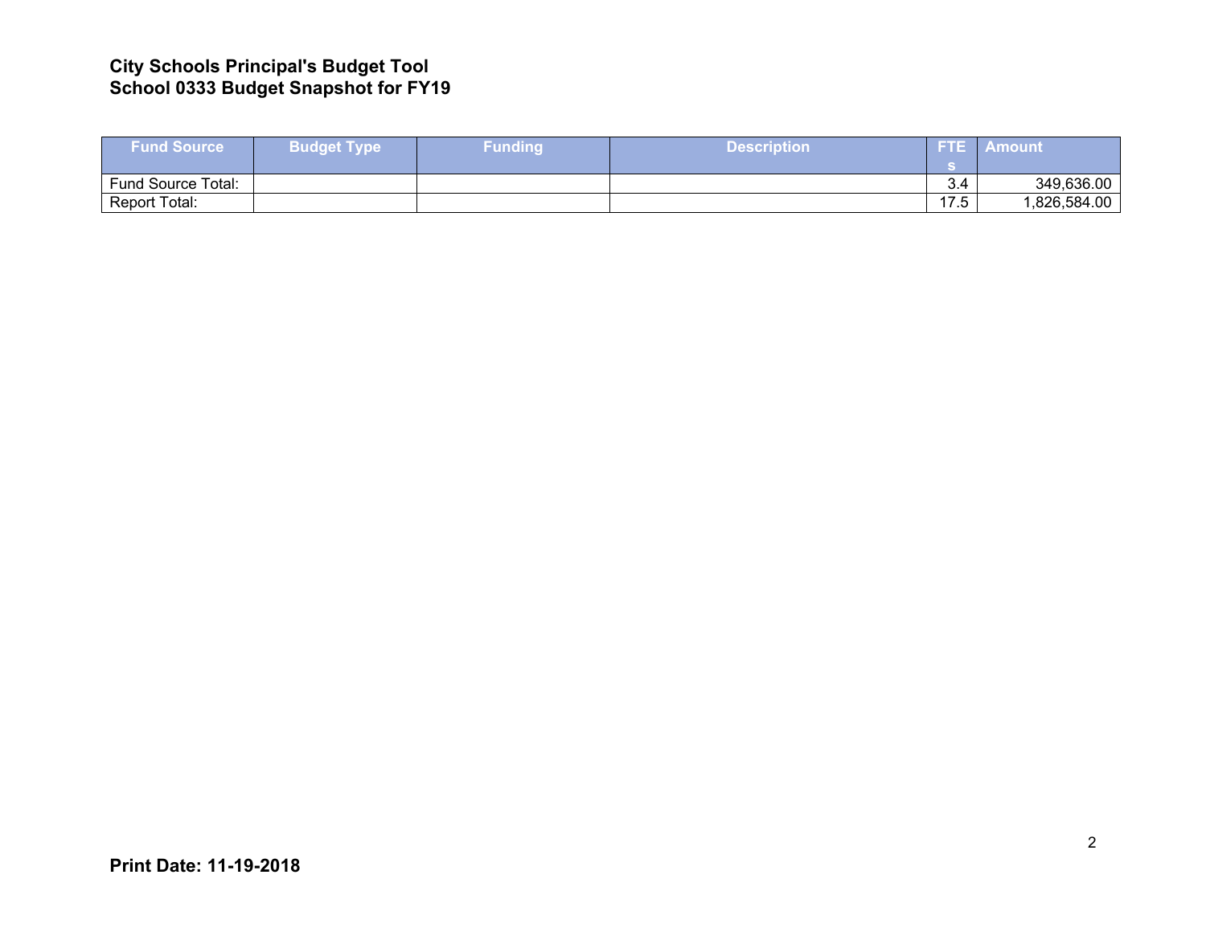**City Schools Principal's Budget Tool**
**School 0333 Budget Snapshot for FY19**

| Fund Source | Budget Type | Funding | Description | FTEs | Amount |
| --- | --- | --- | --- | --- | --- |
| Fund Source Total: | | | | 3.4 | 349,636.00 |
| Report Total: | | | | 17.5 | 1,826,584.00 |

**Print Date: 11-19-2018**